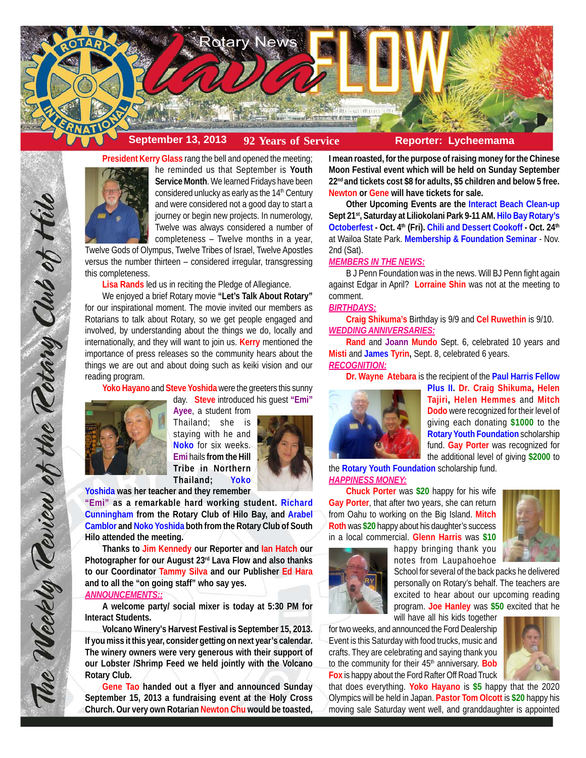# Rotary News Lava FLOW

**September 13, 2013** | **92 Years of Service** | **Reporter: Lycheemama**

*The Weekly Review of the Rotary Club of Hilo*

**President Kerry Glass** rang the bell and opened the meeting; he reminded us that September is **Youth Service Month**. We learned Fridays have been considered unlucky as early as the 14th Century and were considered not a good day to start a journey or begin new projects. In numerology, Twelve was always considered a number of completeness – Twelve months in a year, Twelve Gods of Olympus, Twelve Tribes of Israel, Twelve Apostles versus the number thirteen – considered irregular, transgressing this completeness.

**Lisa Rands** led us in reciting the Pledge of Allegiance.

We enjoyed a brief Rotary movie **"Let's Talk About Rotary"** for our inspirational moment. The movie invited our members as Rotarians to talk about Rotary, so we get people engaged and involved, by understanding about the things we do, locally and internationally, and they will want to join us. **Kerry** mentioned the importance of press releases so the community hears about the things we are out and about doing such as keiki vision and our reading program.

**Yoko Hayano** and **Steve Yoshida** were the greeters this sunny day. **Steve** introduced his guest **"Emi" Ayee**, a student from Thailand; she is staying with he and **Noko** for six weeks. **Emi** hails **from the Hill Tribe in Northern Thailand; Yoko Yoshida was her teacher and they remember "Emi" as a remarkable hard working student. Richard Cunningham from the Rotary Club of Hilo Bay, and Arabel Camblor and Noko Yoshida both from the Rotary Club of South Hilo attended the meeting.**

**Thanks to Jim Kennedy our Reporter and Ian Hatch our Photographer for our August 23rd Lava Flow and also thanks to our Coordinator Tammy Silva and our Publisher Ed Hara and to all the "on going staff" who say yes.**

***ANNOUNCEMENTS::***

**A welcome party/ social mixer is today at 5:30 PM for Interact Students.**

**Volcano Winery's Harvest Festival is September 15, 2013. If you miss it this year, consider getting on next year's calendar. The winery owners were very generous with their support of our Lobster /Shrimp Feed we held jointly with the Volcano Rotary Club.**

**Gene Tao handed out a flyer and announced Sunday September 15, 2013 a fundraising event at the Holy Cross Church. Our very own Rotarian Newton Chu would be toasted, I mean roasted, for the purpose of raising money for the Chinese Moon Festival event which will be held on Sunday September 22nd and tickets cost $8 for adults, $5 children and below 5 free. Newton or Gene will have tickets for sale.**

**Other Upcoming Events are the Interact Beach Clean-up Sept 21st, Saturday at Liliokolani Park 9-11 AM. Hilo Bay Rotary's Octoberfest - Oct. 4th (Fri). Chili and Dessert Cookoff - Oct. 24th** at Wailoa State Park. **Membership & Foundation Seminar** - Nov. 2nd (Sat).

***MEMBERS IN THE NEWS:***

B J Penn Foundation was in the news. Will BJ Penn fight again against Edgar in April? **Lorraine Shin** was not at the meeting to comment.

***BIRTHDAYS:***

**Craig Shikuma's** Birthday is 9/9 and **Cel Ruwethin** is 9/10.

***WEDDING ANNIVERSARIES:***

**Rand** and **Joann Mundo** Sept. 6, celebrated 10 years and **Misti** and **James Tyrin,** Sept. 8, celebrated 6 years.

***RECOGNITION:***

**Dr. Wayne Atebara** is the recipient of the **Paul Harris Fellow Plus II. Dr. Craig Shikuma, Helen Tajiri, Helen Hemmes** and **Mitch Dodo** were recognized for their level of giving each donating **$1000** to the **Rotary Youth Foundation** scholarship fund. **Gay Porter** was recognized for the additional level of giving **$2000** to the **Rotary Youth Foundation** scholarship fund.

***HAPPINESS MONEY:***

**Chuck Porter** was **$20** happy for his wife **Gay Porter**, that after two years, she can return from Oahu to working on the Big Island. **Mitch Roth** was **$20** happy about his daughter's success in a local commercial. **Glenn Harris** was **$10** happy bringing thank you notes from Laupahoehoe School for several of the back packs he delivered personally on Rotary's behalf. The teachers are excited to hear about our upcoming reading program. **Joe Hanley** was **$50** excited that he will have all his kids together for two weeks, and announced the Ford Dealership Event is this Saturday with food trucks, music and crafts. They are celebrating and saying thank you to the community for their 45th anniversary. **Bob Fox** is happy about the Ford Rafter Off Road Truck that does everything. **Yoko Hayano** is **$5** happy that the 2020 Olympics will be held in Japan. **Pastor Tom Olcott** is **$20** happy his moving sale Saturday went well, and granddaughter is appointed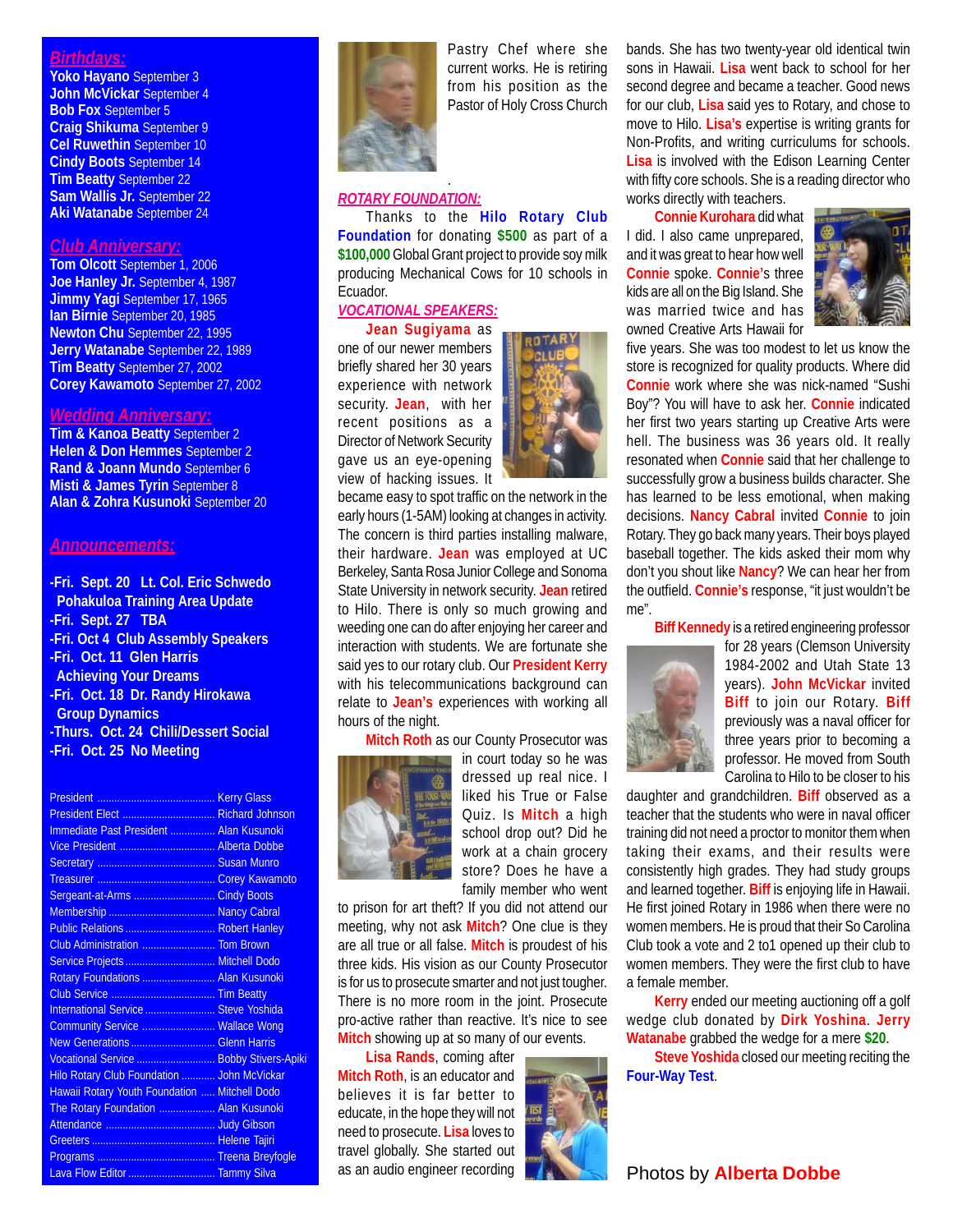## *Birthdays:*

**Yoko Hayano** September 3
**John McVickar** September 4
**Bob Fox** September 5
**Craig Shikuma** September 9
**Cel Ruwethin** September 10
**Cindy Boots** September 14
**Tim Beatty** September 22
**Sam Wallis Jr.** September 22
**Aki Watanabe** September 24

## *Club Anniversary:*

**Tom Olcott** September 1, 2006
**Joe Hanley Jr.** September 4, 1987
**Jimmy Yagi** September 17, 1965
**Ian Birnie** September 20, 1985
**Newton Chu** September 22, 1995
**Jerry Watanabe** September 22, 1989
**Tim Beatty** September 27, 2002
**Corey Kawamoto** September 27, 2002

## *Wedding Anniversary:*

**Tim & Kanoa Beatty** September 2
**Helen & Don Hemmes** September 2
**Rand & Joann Mundo** September 6
**Misti & James Tyrin** September 8
**Alan & Zohra Kusunoki** September 20

## *Announcements:*

**-Fri. Sept. 20 Lt. Col. Eric Schwedo Pohakuloa Training Area Update**
**-Fri. Sept. 27 TBA**
**-Fri. Oct 4 Club Assembly Speakers**
**-Fri. Oct. 11 Glen Harris Achieving Your Dreams**
**-Fri. Oct. 18 Dr. Randy Hirokawa Group Dynamics**
**-Thurs. Oct. 24 Chili/Dessert Social**
**-Fri. Oct. 25 No Meeting**

| | |
|---|---|
| President | Kerry Glass |
| President Elect | Richard Johnson |
| Immediate Past President | Alan Kusunoki |
| Vice President | Alberta Dobbe |
| Secretary | Susan Munro |
| Treasurer | Corey Kawamoto |
| Sergeant-at-Arms | Cindy Boots |
| Membership | Nancy Cabral |
| Public Relations | Robert Hanley |
| Club Administration | Tom Brown |
| Service Projects | Mitchell Dodo |
| Rotary Foundations | Alan Kusunoki |
| Club Service | Tim Beatty |
| International Service | Steve Yoshida |
| Community Service | Wallace Wong |
| New Generations | Glenn Harris |
| Vocational Service | Bobby Stivers-Apiki |
| Hilo Rotary Club Foundation | John McVickar |
| Hawaii Rotary Youth Foundation | Mitchell Dodo |
| The Rotary Foundation | Alan Kusunoki |
| Attendance | Judy Gibson |
| Greeters | Helene Tajiri |
| Programs | Treena Breyfogle |
| Lava Flow Editor | Tammy Silva |

Pastry Chef where she current works. He is retiring from his position as the Pastor of Holy Cross Church.

### *ROTARY FOUNDATION:*

Thanks to the **Hilo Rotary Club Foundation** for donating **$500** as part of a **$100,000** Global Grant project to provide soy milk producing Mechanical Cows for 10 schools in Ecuador.

### *VOCATIONAL SPEAKERS:*

**Jean Sugiyama** as one of our newer members briefly shared her 30 years experience with network security. **Jean**, with her recent positions as a Director of Network Security gave us an eye-opening view of hacking issues. It became easy to spot traffic on the network in the early hours (1-5AM) looking at changes in activity. The concern is third parties installing malware, their hardware. **Jean** was employed at UC Berkeley, Santa Rosa Junior College and Sonoma State University in network security. **Jean** retired to Hilo. There is only so much growing and weeding one can do after enjoying her career and interaction with students. We are fortunate she said yes to our rotary club. Our **President Kerry** with his telecommunications background can relate to **Jean's** experiences with working all hours of the night.

**Mitch Roth** as our County Prosecutor was in court today so he was dressed up real nice. I liked his True or False Quiz. Is **Mitch** a high school drop out? Did he work at a chain grocery store? Does he have a family member who went to prison for art theft? If you did not attend our meeting, why not ask **Mitch**? One clue is they are all true or all false. **Mitch** is proudest of his three kids. His vision as our County Prosecutor is for us to prosecute smarter and not just tougher. There is no more room in the joint. Prosecute pro-active rather than reactive. It's nice to see **Mitch** showing up at so many of our events.

**Lisa Rands**, coming after **Mitch Roth**, is an educator and believes it is far better to educate, in the hope they will not need to prosecute. **Lisa** loves to travel globally. She started out as an audio engineer recording bands. She has two twenty-year old identical twin sons in Hawaii. **Lisa** went back to school for her second degree and became a teacher. Good news for our club, **Lisa** said yes to Rotary, and chose to move to Hilo. **Lisa's** expertise is writing grants for Non-Profits, and writing curriculums for schools. **Lisa** is involved with the Edison Learning Center with fifty core schools. She is a reading director who works directly with teachers.

**Connie Kurohara** did what I did. I also came unprepared, and it was great to hear how well **Connie** spoke. **Connie's** three kids are all on the Big Island. She was married twice and has owned Creative Arts Hawaii for five years. She was too modest to let us know the store is recognized for quality products. Where did **Connie** work where she was nick-named "Sushi Boy"? You will have to ask her. **Connie** indicated her first two years starting up Creative Arts were hell. The business was 36 years old. It really resonated when **Connie** said that her challenge to successfully grow a business builds character. She has learned to be less emotional, when making decisions. **Nancy Cabral** invited **Connie** to join Rotary. They go back many years. Their boys played baseball together. The kids asked their mom why don't you shout like **Nancy**? We can hear her from the outfield. **Connie's** response, "it just wouldn't be me".

**Biff Kennedy** is a retired engineering professor for 28 years (Clemson University 1984-2002 and Utah State 13 years). **John McVickar** invited **Biff** to join our Rotary. **Biff** previously was a naval officer for three years prior to becoming a professor. He moved from South Carolina to Hilo to be closer to his daughter and grandchildren. **Biff** observed as a teacher that the students who were in naval officer training did not need a proctor to monitor them when taking their exams, and their results were consistently high grades. They had study groups and learned together. **Biff** is enjoying life in Hawaii. He first joined Rotary in 1986 when there were no women members. He is proud that their So Carolina Club took a vote and 2 to1 opened up their club to women members. They were the first club to have a female member.

**Kerry** ended our meeting auctioning off a golf wedge club donated by **Dirk Yoshina**. **Jerry Watanabe** grabbed the wedge for a mere **$20**.

**Steve Yoshida** closed our meeting reciting the **Four-Way Test**.

Photos by **Alberta Dobbe**